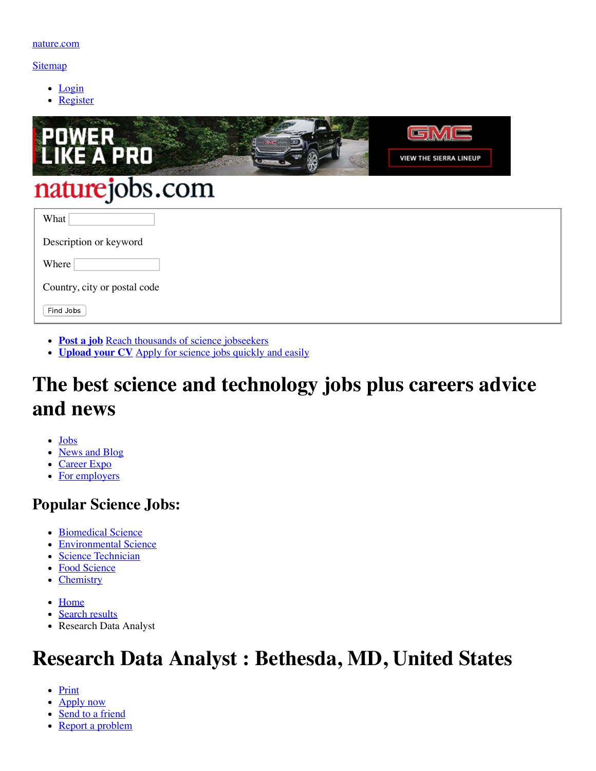nature.com

Sitemap

- Login
- Register

naturejobs.com

What

Description or keyword

Where

Country, city or postal code

Find Jobs

- **Post a job** Reach thousands of science jobseekers
- **Upload your CV** Apply for science jobs quickly and easily

# The best science and technology jobs plus careers advice and news

- Jobs
- News and Blog
- Career Expo
- For employers

## Popular Science Jobs:

- Biomedical Science
- Environmental Science
- Science Technician
- Food Science
- Chemistry

- Home
- Search results
- Research Data Analyst

# Research Data Analyst : Bethesda, MD, United States

- Print
- Apply now
- Send to a friend
- Report a problem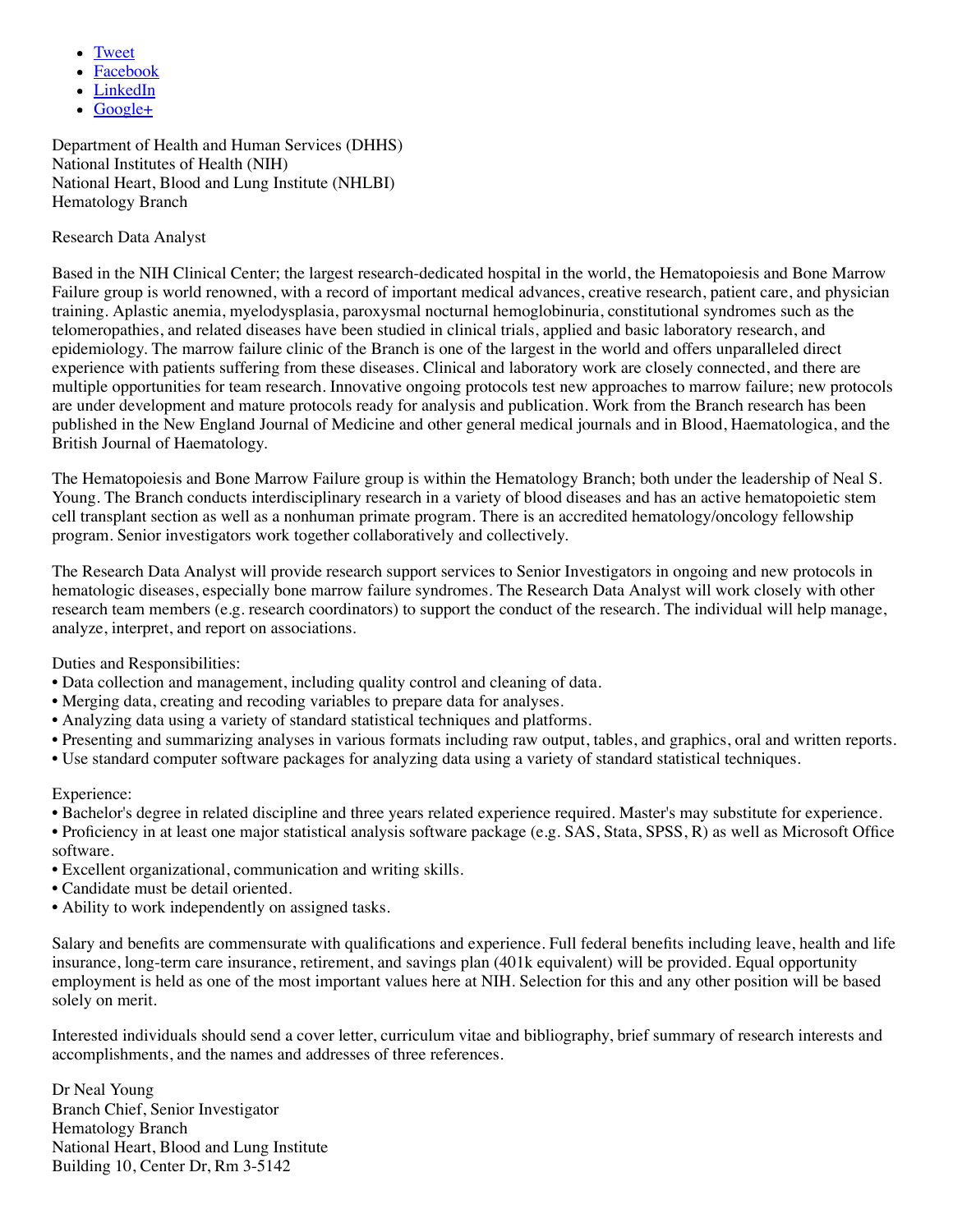- Tweet
- Facebook
- LinkedIn
- Google+

Department of Health and Human Services (DHHS)
National Institutes of Health (NIH)
National Heart, Blood and Lung Institute (NHLBI)
Hematology Branch

Research Data Analyst

Based in the NIH Clinical Center; the largest research-dedicated hospital in the world, the Hematopoiesis and Bone Marrow Failure group is world renowned, with a record of important medical advances, creative research, patient care, and physician training. Aplastic anemia, myelodysplasia, paroxysmal nocturnal hemoglobinuria, constitutional syndromes such as the telomeropathies, and related diseases have been studied in clinical trials, applied and basic laboratory research, and epidemiology. The marrow failure clinic of the Branch is one of the largest in the world and offers unparalleled direct experience with patients suffering from these diseases. Clinical and laboratory work are closely connected, and there are multiple opportunities for team research. Innovative ongoing protocols test new approaches to marrow failure; new protocols are under development and mature protocols ready for analysis and publication. Work from the Branch research has been published in the New England Journal of Medicine and other general medical journals and in Blood, Haematologica, and the British Journal of Haematology.

The Hematopoiesis and Bone Marrow Failure group is within the Hematology Branch; both under the leadership of Neal S. Young. The Branch conducts interdisciplinary research in a variety of blood diseases and has an active hematopoietic stem cell transplant section as well as a nonhuman primate program. There is an accredited hematology/oncology fellowship program. Senior investigators work together collaboratively and collectively.

The Research Data Analyst will provide research support services to Senior Investigators in ongoing and new protocols in hematologic diseases, especially bone marrow failure syndromes. The Research Data Analyst will work closely with other research team members (e.g. research coordinators) to support the conduct of the research. The individual will help manage, analyze, interpret, and report on associations.

Duties and Responsibilities:

- Data collection and management, including quality control and cleaning of data.
- Merging data, creating and recoding variables to prepare data for analyses.
- Analyzing data using a variety of standard statistical techniques and platforms.
- Presenting and summarizing analyses in various formats including raw output, tables, and graphics, oral and written reports.
- Use standard computer software packages for analyzing data using a variety of standard statistical techniques.

Experience:

- Bachelor's degree in related discipline and three years related experience required. Master's may substitute for experience.
- Proficiency in at least one major statistical analysis software package (e.g. SAS, Stata, SPSS, R) as well as Microsoft Office software.
- Excellent organizational, communication and writing skills.
- Candidate must be detail oriented.
- Ability to work independently on assigned tasks.

Salary and benefits are commensurate with qualifications and experience. Full federal benefits including leave, health and life insurance, long-term care insurance, retirement, and savings plan (401k equivalent) will be provided. Equal opportunity employment is held as one of the most important values here at NIH. Selection for this and any other position will be based solely on merit.

Interested individuals should send a cover letter, curriculum vitae and bibliography, brief summary of research interests and accomplishments, and the names and addresses of three references.

Dr Neal Young
Branch Chief, Senior Investigator
Hematology Branch
National Heart, Blood and Lung Institute
Building 10, Center Dr, Rm 3-5142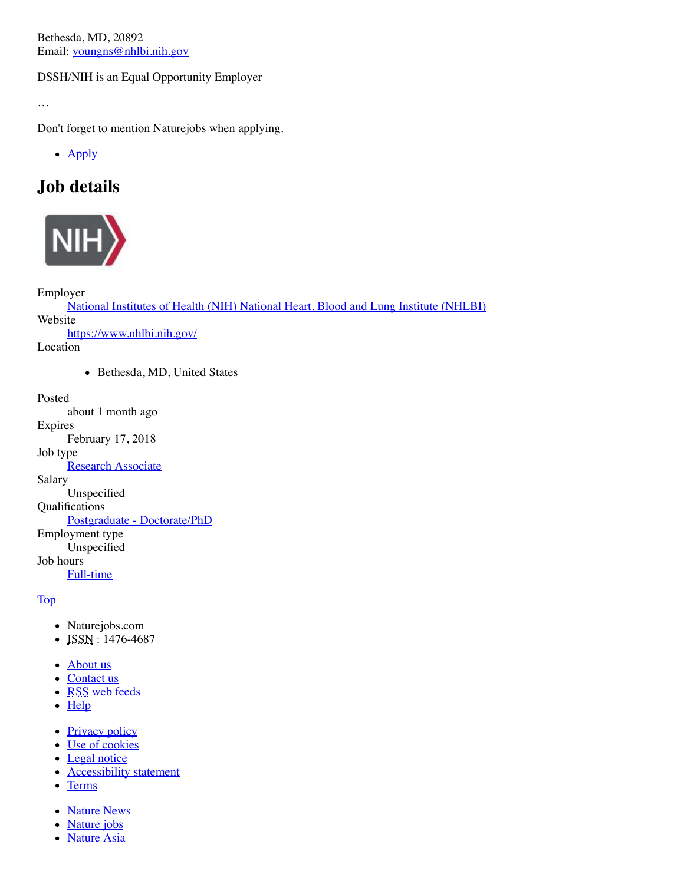Bethesda, MD, 20892
Email: youngns@nhlbi.nih.gov

DSSH/NIH is an Equal Opportunity Employer

…

Don't forget to mention Naturejobs when applying.

- Apply

## Job details

Employer
: National Institutes of Health (NIH) National Heart, Blood and Lung Institute (NHLBI)

Website
: https://www.nhlbi.nih.gov/

Location
: - Bethesda, MD, United States

Posted
: about 1 month ago

Expires
: February 17, 2018

Job type
: Research Associate

Salary
: Unspecified

Qualifications
: Postgraduate - Doctorate/PhD

Employment type
: Unspecified

Job hours
: Full-time

Top

- Naturejobs.com
- ISSN : 1476-4687

- About us
- Contact us
- RSS web feeds
- Help

- Privacy policy
- Use of cookies
- Legal notice
- Accessibility statement
- Terms

- Nature News
- Nature jobs
- Nature Asia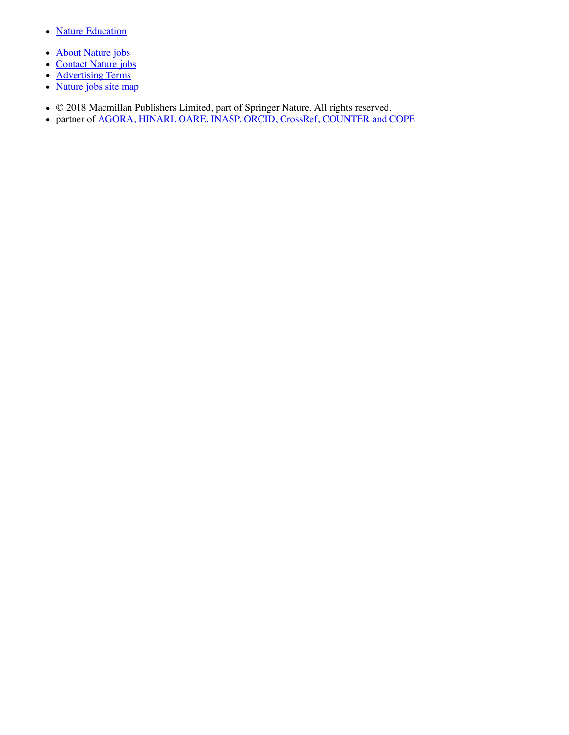- Nature Education

- About Nature jobs
- Contact Nature jobs
- Advertising Terms
- Nature jobs site map

- © 2018 Macmillan Publishers Limited, part of Springer Nature. All rights reserved.
- partner of AGORA, HINARI, OARE, INASP, ORCID, CrossRef, COUNTER and COPE